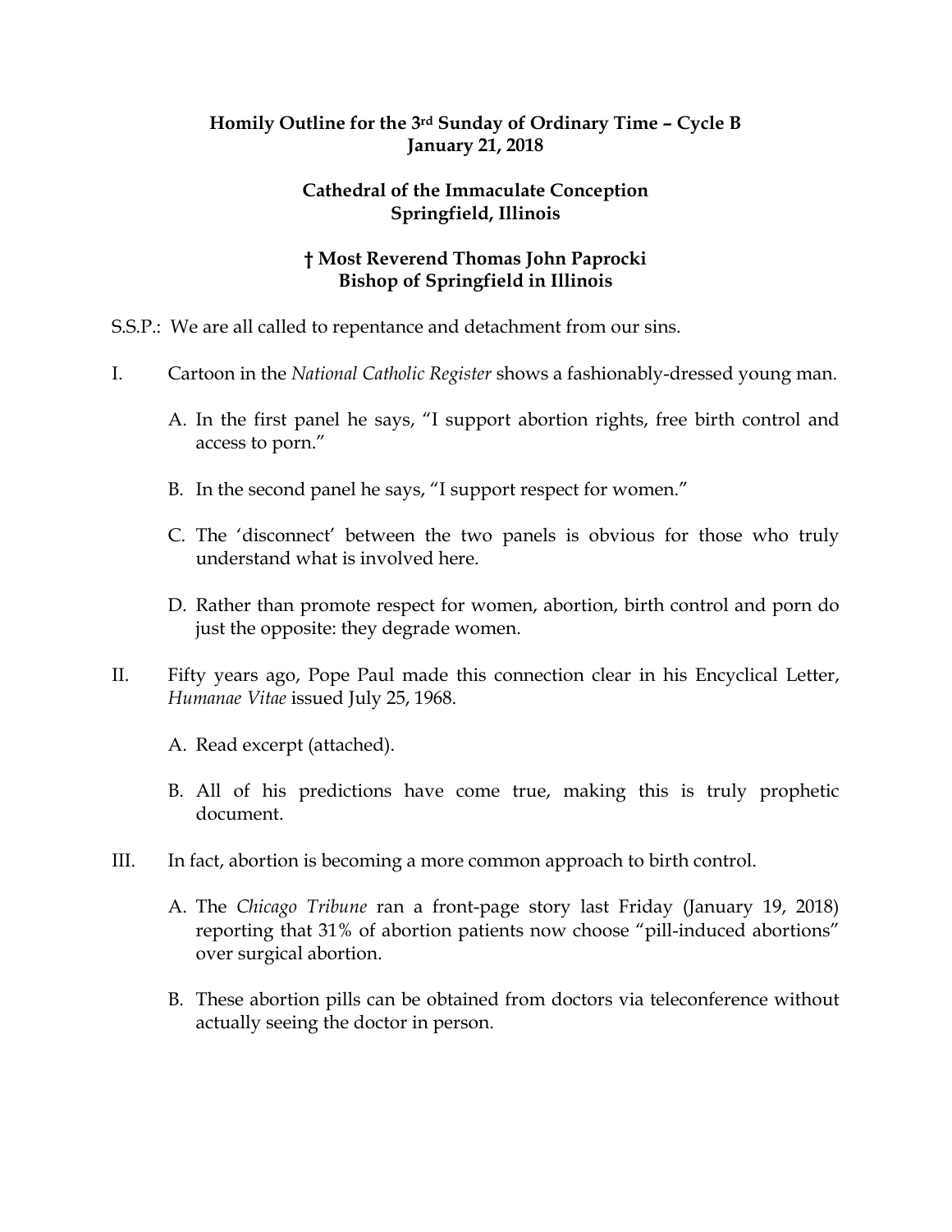**Homily Outline for the 3rd Sunday of Ordinary Time – Cycle B**
**January 21, 2018**

**Cathedral of the Immaculate Conception**
**Springfield, Illinois**

**† Most Reverend Thomas John Paprocki**
**Bishop of Springfield in Illinois**

S.S.P.: We are all called to repentance and detachment from our sins.

I. Cartoon in the *National Catholic Register* shows a fashionably-dressed young man.

   A. In the first panel he says, "I support abortion rights, free birth control and access to porn."

   B. In the second panel he says, "I support respect for women."

   C. The 'disconnect' between the two panels is obvious for those who truly understand what is involved here.

   D. Rather than promote respect for women, abortion, birth control and porn do just the opposite: they degrade women.

II. Fifty years ago, Pope Paul made this connection clear in his Encyclical Letter, *Humanae Vitae* issued July 25, 1968.

   A. Read excerpt (attached).

   B. All of his predictions have come true, making this is truly prophetic document.

III. In fact, abortion is becoming a more common approach to birth control.

   A. The *Chicago Tribune* ran a front-page story last Friday (January 19, 2018) reporting that 31% of abortion patients now choose "pill-induced abortions" over surgical abortion.

   B. These abortion pills can be obtained from doctors via teleconference without actually seeing the doctor in person.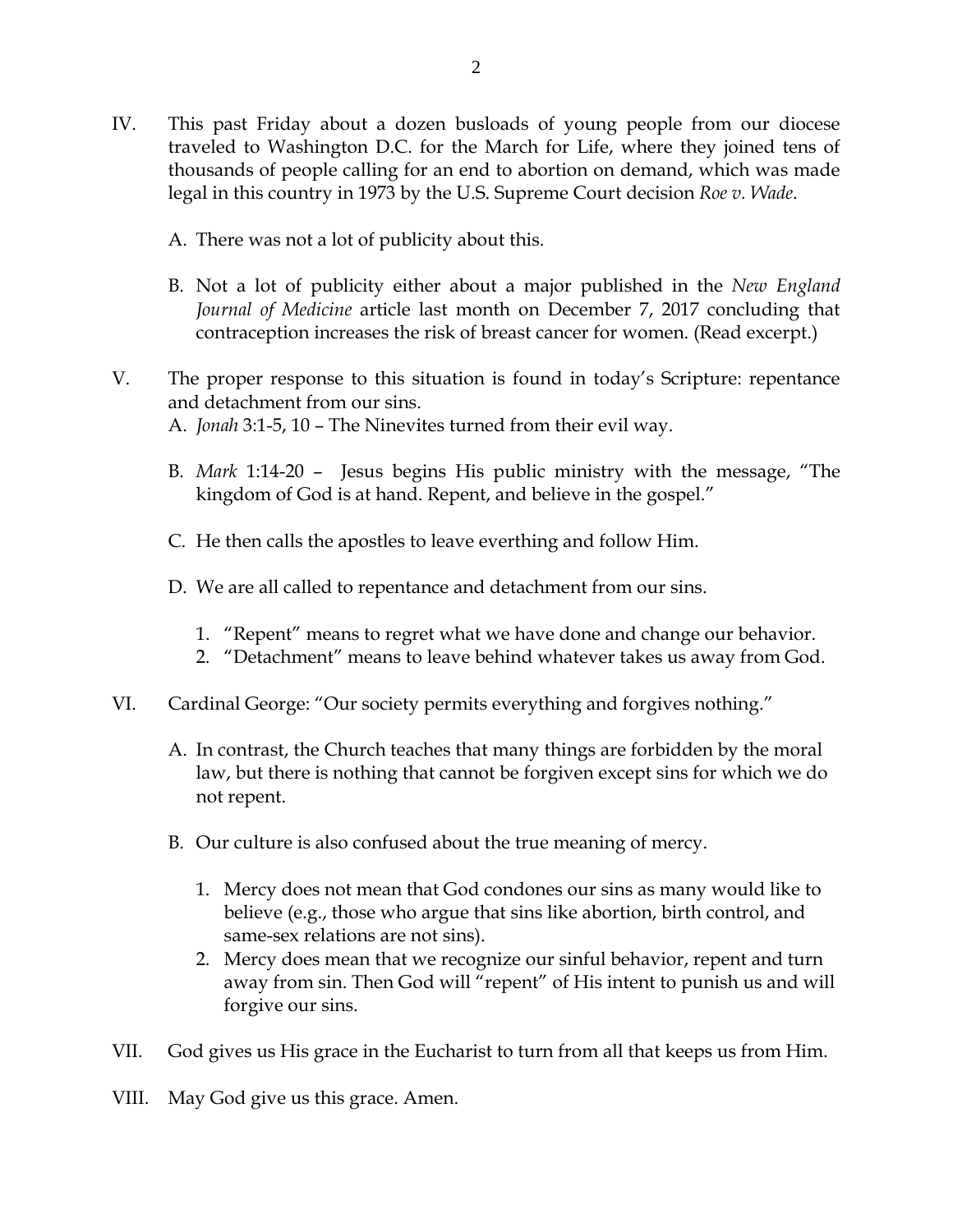IV. This past Friday about a dozen busloads of young people from our diocese traveled to Washington D.C. for the March for Life, where they joined tens of thousands of people calling for an end to abortion on demand, which was made legal in this country in 1973 by the U.S. Supreme Court decision *Roe v. Wade*.

   A. There was not a lot of publicity about this.

   B. Not a lot of publicity either about a major published in the *New England Journal of Medicine* article last month on December 7, 2017 concluding that contraception increases the risk of breast cancer for women. (Read excerpt.)

V. The proper response to this situation is found in today's Scripture: repentance and detachment from our sins.

   A. *Jonah* 3:1-5, 10 – The Ninevites turned from their evil way.

   B. *Mark* 1:14-20 – Jesus begins His public ministry with the message, "The kingdom of God is at hand. Repent, and believe in the gospel."

   C. He then calls the apostles to leave everthing and follow Him.

   D. We are all called to repentance and detachment from our sins.

      1. "Repent" means to regret what we have done and change our behavior.
      2. "Detachment" means to leave behind whatever takes us away from God.

VI. Cardinal George: "Our society permits everything and forgives nothing."

   A. In contrast, the Church teaches that many things are forbidden by the moral law, but there is nothing that cannot be forgiven except sins for which we do not repent.

   B. Our culture is also confused about the true meaning of mercy.

      1. Mercy does not mean that God condones our sins as many would like to believe (e.g., those who argue that sins like abortion, birth control, and same-sex relations are not sins).
      2. Mercy does mean that we recognize our sinful behavior, repent and turn away from sin. Then God will "repent" of His intent to punish us and will forgive our sins.

VII. God gives us His grace in the Eucharist to turn from all that keeps us from Him.

VIII. May God give us this grace. Amen.